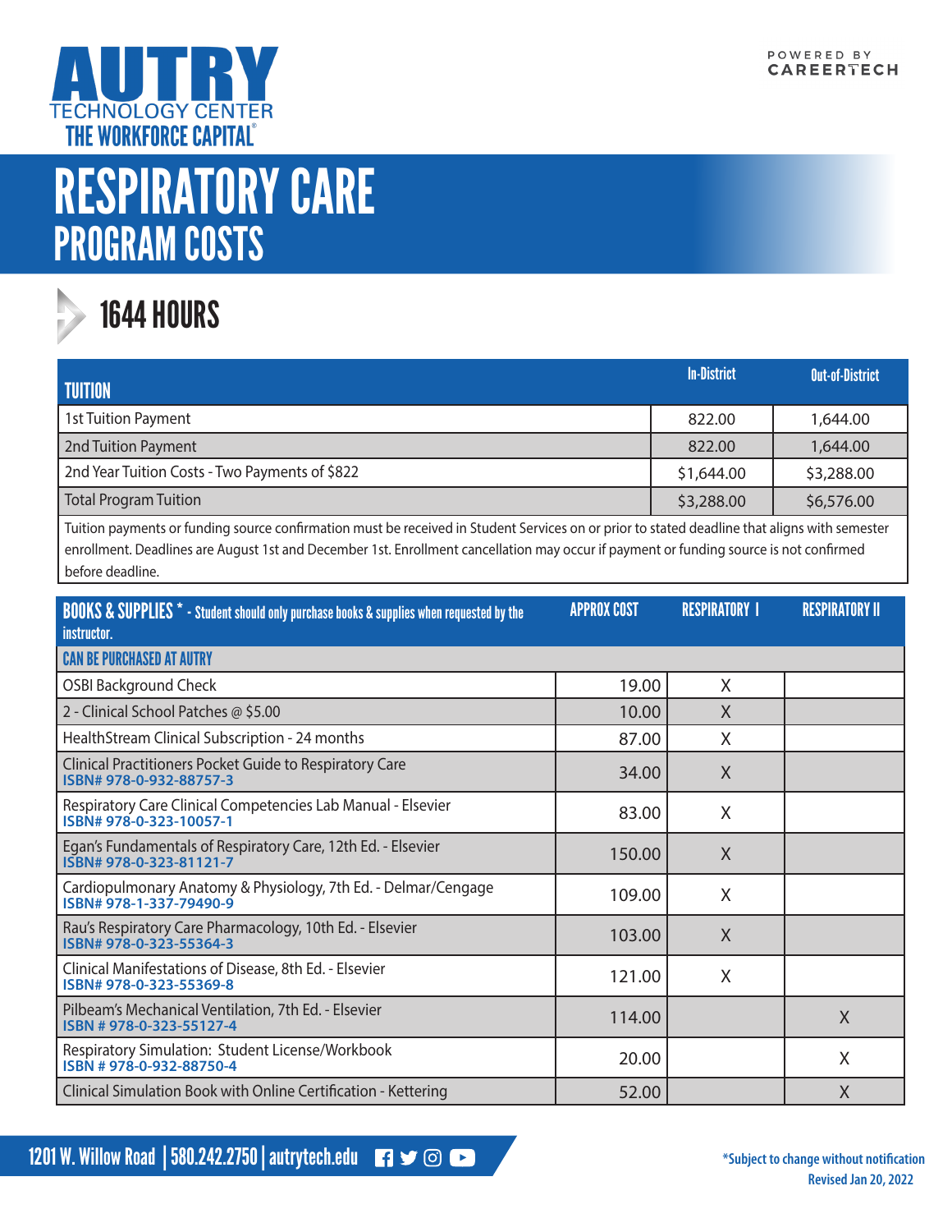AUTRY TECHNOLOGY CENTER
THE WORKFORCE CAPITAL®

POWERED BY CAREERTECH

# RESPIRATORY CARE
## PROGRAM COSTS

### 1644 HOURS

| TUITION | In-District | Out-of-District |
|---|---|---|
| 1st Tuition Payment | 822.00 | 1,644.00 |
| 2nd Tuition Payment | 822.00 | 1,644.00 |
| 2nd Year Tuition Costs - Two Payments of $822 | $1,644.00 | $3,288.00 |
| Total Program Tuition | $3,288.00 | $6,576.00 |

Tuition payments or funding source confirmation must be received in Student Services on or prior to stated deadline that aligns with semester enrollment. Deadlines are August 1st and December 1st. Enrollment cancellation may occur if payment or funding source is not confirmed before deadline.

| BOOKS & SUPPLIES * - Student should only purchase books & supplies when requested by the instructor. | APPROX COST | RESPIRATORY I | RESPIRATORY II |
|---|---|---|---|
| **CAN BE PURCHASED AT AUTRY** | | | |
| OSBI Background Check | 19.00 | X | |
| 2 - Clinical School Patches @ $5.00 | 10.00 | X | |
| HealthStream Clinical Subscription - 24 months | 87.00 | X | |
| Clinical Practitioners Pocket Guide to Respiratory Care ISBN# 978-0-932-88757-3 | 34.00 | X | |
| Respiratory Care Clinical Competencies Lab Manual - Elsevier ISBN# 978-0-323-10057-1 | 83.00 | X | |
| Egan's Fundamentals of Respiratory Care, 12th Ed. - Elsevier ISBN# 978-0-323-81121-7 | 150.00 | X | |
| Cardiopulmonary Anatomy & Physiology, 7th Ed. - Delmar/Cengage ISBN# 978-1-337-79490-9 | 109.00 | X | |
| Rau's Respiratory Care Pharmacology, 10th Ed. - Elsevier ISBN# 978-0-323-55364-3 | 103.00 | X | |
| Clinical Manifestations of Disease, 8th Ed. - Elsevier ISBN# 978-0-323-55369-8 | 121.00 | X | |
| Pilbeam's Mechanical Ventilation, 7th Ed. - Elsevier ISBN # 978-0-323-55127-4 | 114.00 | | X |
| Respiratory Simulation: Student License/Workbook ISBN # 978-0-932-88750-4 | 20.00 | | X |
| Clinical Simulation Book with Online Certification - Kettering | 52.00 | | X |

1201 W. Willow Road | 580.242.2750 | autrytech.edu

*Subject to change without notification
Revised Jan 20, 2022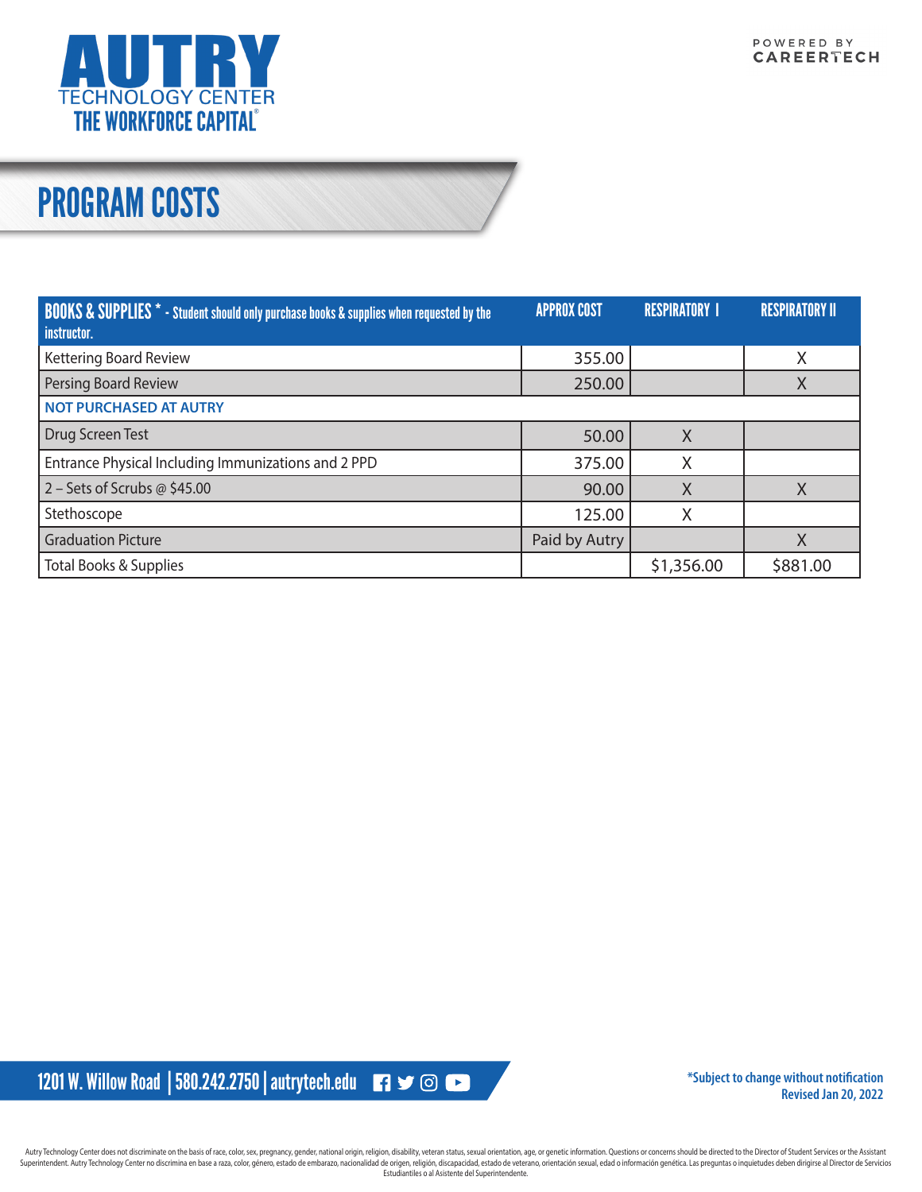# AUTRY TECHNOLOGY CENTER

THE WORKFORCE CAPITAL®

POWERED BY CAREERTECH

## PROGRAM COSTS

| BOOKS & SUPPLIES * - Student should only purchase books & supplies when requested by the instructor. | APPROX COST | RESPIRATORY I | RESPIRATORY II |
|---|---|---|---|
| Kettering Board Review | 355.00 | | X |
| Persing Board Review | 250.00 | | X |
| **NOT PURCHASED AT AUTRY** | | | |
| Drug Screen Test | 50.00 | X | |
| Entrance Physical Including Immunizations and 2 PPD | 375.00 | X | |
| 2 – Sets of Scrubs @ $45.00 | 90.00 | X | X |
| Stethoscope | 125.00 | X | |
| Graduation Picture | Paid by Autry | | X |
| Total Books & Supplies | | $1,356.00 | $881.00 |

1201 W. Willow Road | 580.242.2750 | autrytech.edu

*Subject to change without notification
Revised Jan 20, 2022

Autry Technology Center does not discriminate on the basis of race, color, sex, pregnancy, gender, national origin, religion, disability, veteran status, sexual orientation, age, or genetic information. Questions or concerns should be directed to the Director of Student Services or the Assistant Superintendent. Autry Technology Center no discrimina en base a raza, color, género, estado de embarazo, nacionalidad de origen, religión, discapacidad, estado de veterano, orientación sexual, edad o información genética. Las preguntas o inquietudes deben dirigirse al Director de Servicios Estudiantiles o al Asistente del Superintendente.